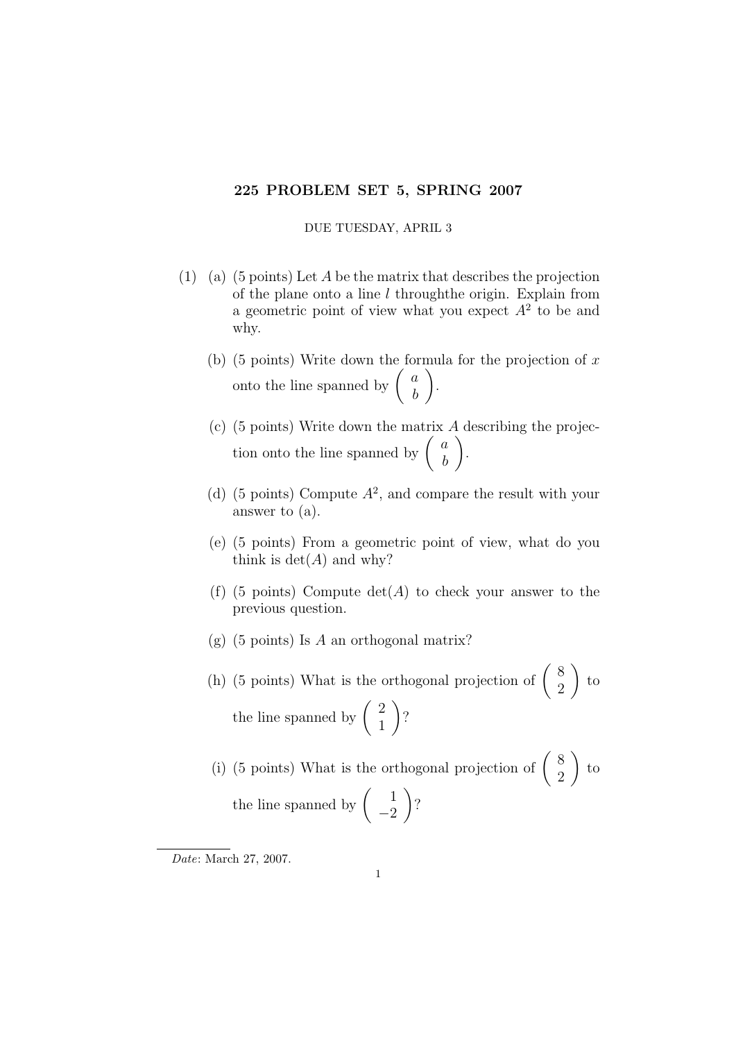# 225 PROBLEM SET 5, SPRING 2007

DUE TUESDAY, APRIL 3

(1) (a) (5 points) Let $A$ be the matrix that describes the projection of the plane onto a line $l$ throughthe origin. Explain from a geometric point of view what you expect $A^2$ to be and why.

(b) (5 points) Write down the formula for the projection of $x$ onto the line spanned by $\begin{pmatrix} a \\ b \end{pmatrix}$.

(c) (5 points) Write down the matrix $A$ describing the projection onto the line spanned by $\begin{pmatrix} a \\ b \end{pmatrix}$.

(d) (5 points) Compute $A^2$, and compare the result with your answer to (a).

(e) (5 points) From a geometric point of view, what do you think is $\det(A)$ and why?

(f) (5 points) Compute $\det(A)$ to check your answer to the previous question.

(g) (5 points) Is $A$ an orthogonal matrix?

(h) (5 points) What is the orthogonal projection of $\begin{pmatrix} 8 \\ 2 \end{pmatrix}$ to the line spanned by $\begin{pmatrix} 2 \\ 1 \end{pmatrix}$?

(i) (5 points) What is the orthogonal projection of $\begin{pmatrix} 8 \\ 2 \end{pmatrix}$ to the line spanned by $\begin{pmatrix} 1 \\ -2 \end{pmatrix}$?

*Date*: March 27, 2007.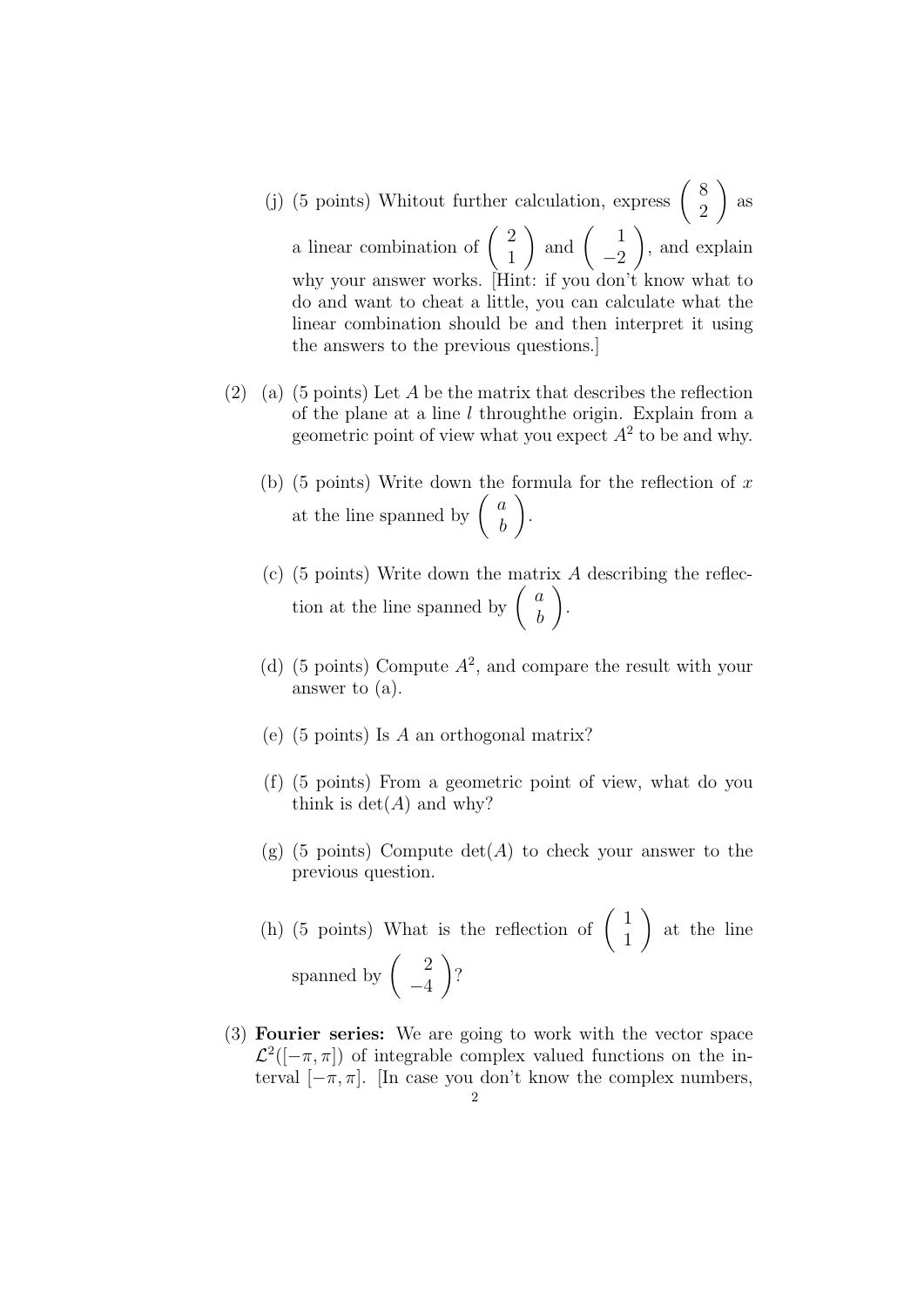(j) (5 points) Whitout further calculation, express $\begin{pmatrix} 8 \\ 2 \end{pmatrix}$ as a linear combination of $\begin{pmatrix} 2 \\ 1 \end{pmatrix}$ and $\begin{pmatrix} 1 \\ -2 \end{pmatrix}$, and explain why your answer works. [Hint: if you don't know what to do and want to cheat a little, you can calculate what the linear combination should be and then interpret it using the answers to the previous questions.]

(2) (a) (5 points) Let $A$ be the matrix that describes the reflection of the plane at a line $l$ throughthe origin. Explain from a geometric point of view what you expect $A^2$ to be and why.

(b) (5 points) Write down the formula for the reflection of $x$ at the line spanned by $\begin{pmatrix} a \\ b \end{pmatrix}$.

(c) (5 points) Write down the matrix $A$ describing the reflection at the line spanned by $\begin{pmatrix} a \\ b \end{pmatrix}$.

(d) (5 points) Compute $A^2$, and compare the result with your answer to (a).

(e) (5 points) Is $A$ an orthogonal matrix?

(f) (5 points) From a geometric point of view, what do you think is $\det(A)$ and why?

(g) (5 points) Compute $\det(A)$ to check your answer to the previous question.

(h) (5 points) What is the reflection of $\begin{pmatrix} 1 \\ 1 \end{pmatrix}$ at the line spanned by $\begin{pmatrix} 2 \\ -4 \end{pmatrix}$?

(3) **Fourier series:** We are going to work with the vector space $\mathcal{L}^2([-\pi, \pi])$ of integrable complex valued functions on the interval $[-\pi, \pi]$. [In case you don't know the complex numbers,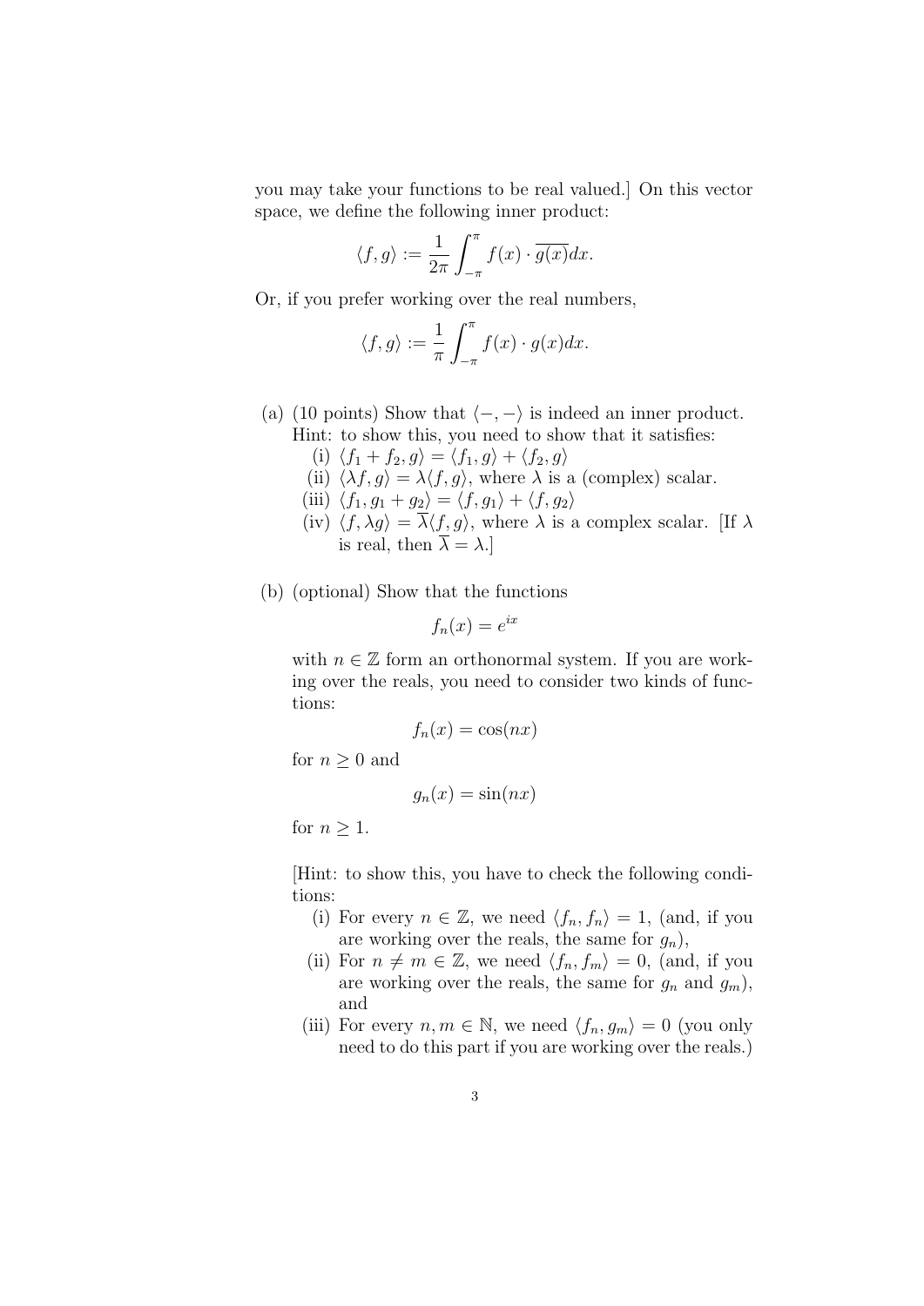you may take your functions to be real valued.] On this vector space, we define the following inner product:

$$\langle f, g \rangle := \frac{1}{2\pi} \int_{-\pi}^{\pi} f(x) \cdot \overline{g(x)} dx.$$

Or, if you prefer working over the real numbers,

$$\langle f, g \rangle := \frac{1}{\pi} \int_{-\pi}^{\pi} f(x) \cdot g(x) dx.$$

(a) (10 points) Show that $\langle -, - \rangle$ is indeed an inner product. Hint: to show this, you need to show that it satisfies:

  (i) $\langle f_1 + f_2, g \rangle = \langle f_1, g \rangle + \langle f_2, g \rangle$

  (ii) $\langle \lambda f, g \rangle = \lambda \langle f, g \rangle$, where $\lambda$ is a (complex) scalar.

  (iii) $\langle f_1, g_1 + g_2 \rangle = \langle f, g_1 \rangle + \langle f, g_2 \rangle$

  (iv) $\langle f, \lambda g \rangle = \overline{\lambda} \langle f, g \rangle$, where $\lambda$ is a complex scalar. [If $\lambda$ is real, then $\overline{\lambda} = \lambda$.]

(b) (optional) Show that the functions

$$f_n(x) = e^{ix}$$

with $n \in \mathbb{Z}$ form an orthonormal system. If you are working over the reals, you need to consider two kinds of functions:

$$f_n(x) = \cos(nx)$$

for $n \geq 0$ and

$$g_n(x) = \sin(nx)$$

for $n \geq 1$.

[Hint: to show this, you have to check the following conditions:

  (i) For every $n \in \mathbb{Z}$, we need $\langle f_n, f_n \rangle = 1$, (and, if you are working over the reals, the same for $g_n$),

  (ii) For $n \neq m \in \mathbb{Z}$, we need $\langle f_n, f_m \rangle = 0$, (and, if you are working over the reals, the same for $g_n$ and $g_m$), and

  (iii) For every $n, m \in \mathbb{N}$, we need $\langle f_n, g_m \rangle = 0$ (you only need to do this part if you are working over the reals.)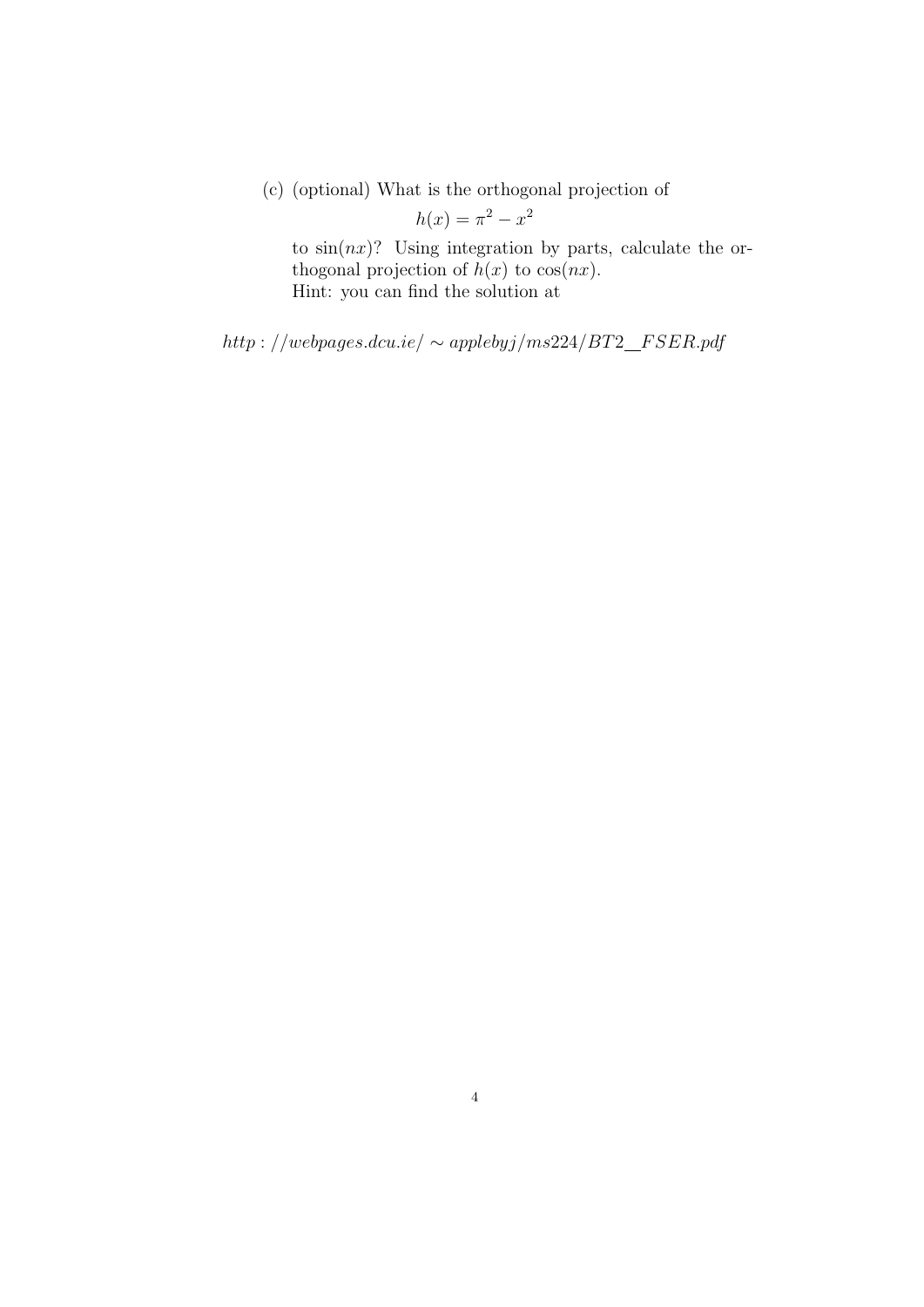(c) (optional) What is the orthogonal projection of

$$h(x) = \pi^2 - x^2$$

to $\sin(nx)$? Using integration by parts, calculate the orthogonal projection of $h(x)$ to $\cos(nx)$.
Hint: you can find the solution at

$http://webpages.dcu.ie/\sim applebyj/ms224/BT2\_FSER.pdf$